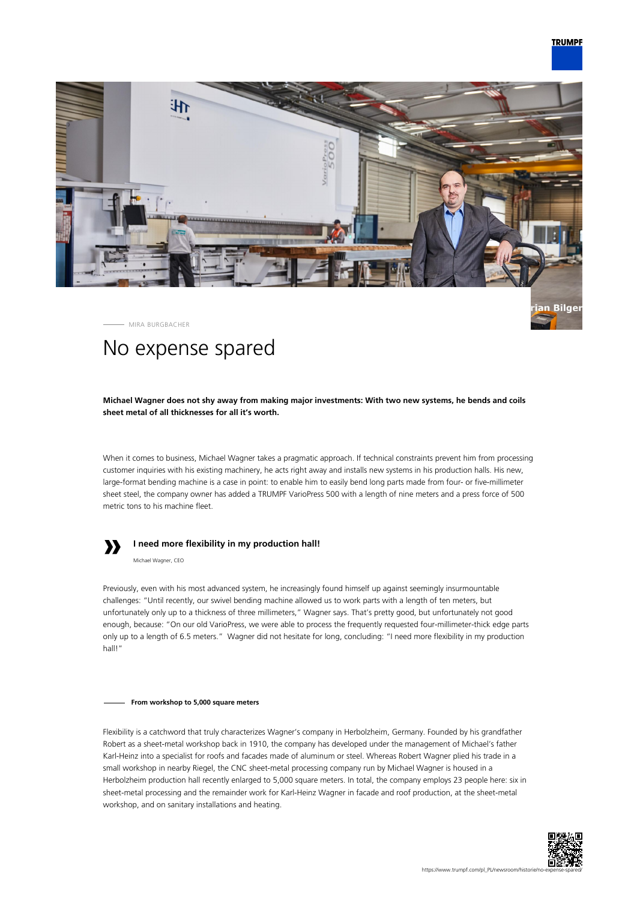MIRA BURGBACHER

# No expense spared

**Michael Wagner does not shy away from making major investments: With two new systems, he bends and coils sheet metal of all thicknesses for all it's worth.**

When it comes to business, Michael Wagner takes a pragmatic approach. If technical constraints prevent him from processing customer inquiries with his existing machinery, he acts right away and installs new systems in his production halls. His new, large-format bending machine is a case in point: to enable him to easily bend long parts made from four- or five-millimeter sheet steel, the company owner has added a TRUMPF VarioPress 500 with a length of nine meters and a press force of 500 metric tons to his machine fleet.

> **I need more flexibility in my production hall!**
>
> Michael Wagner, CEO

Previously, even with his most advanced system, he increasingly found himself up against seemingly insurmountable challenges: "Until recently, our swivel bending machine allowed us to work parts with a length of ten meters, but unfortunately only up to a thickness of three millimeters," Wagner says. That's pretty good, but unfortunately not good enough, because: "On our old VarioPress, we were able to process the frequently requested four-millimeter-thick edge parts only up to a length of 6.5 meters." Wagner did not hesitate for long, concluding: "I need more flexibility in my production hall!"

## From workshop to 5,000 square meters

Flexibility is a catchword that truly characterizes Wagner's company in Herbolzheim, Germany. Founded by his grandfather Robert as a sheet-metal workshop back in 1910, the company has developed under the management of Michael's father Karl-Heinz into a specialist for roofs and facades made of aluminum or steel. Whereas Robert Wagner plied his trade in a small workshop in nearby Riegel, the CNC sheet-metal processing company run by Michael Wagner is housed in a Herbolzheim production hall recently enlarged to 5,000 square meters. In total, the company employs 23 people here: six in sheet-metal processing and the remainder work for Karl-Heinz Wagner in facade and roof production, at the sheet-metal workshop, and on sanitary installations and heating.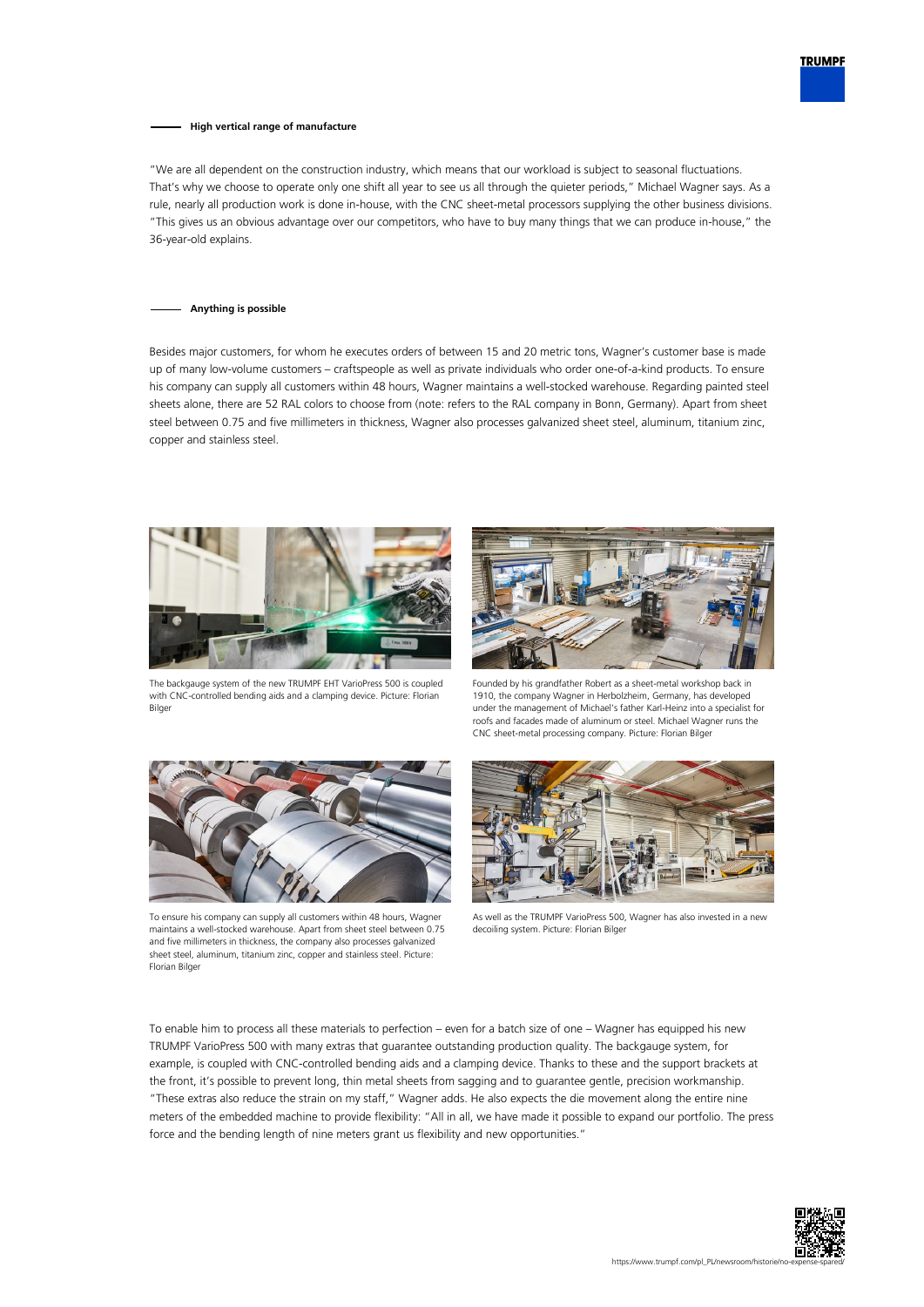## High vertical range of manufacture

"We are all dependent on the construction industry, which means that our workload is subject to seasonal fluctuations. That's why we choose to operate only one shift all year to see us all through the quieter periods," Michael Wagner says. As a rule, nearly all production work is done in-house, with the CNC sheet-metal processors supplying the other business divisions. "This gives us an obvious advantage over our competitors, who have to buy many things that we can produce in-house," the 36-year-old explains.

## Anything is possible

Besides major customers, for whom he executes orders of between 15 and 20 metric tons, Wagner's customer base is made up of many low-volume customers – craftspeople as well as private individuals who order one-of-a-kind products. To ensure his company can supply all customers within 48 hours, Wagner maintains a well-stocked warehouse. Regarding painted steel sheets alone, there are 52 RAL colors to choose from (note: refers to the RAL company in Bonn, Germany). Apart from sheet steel between 0.75 and five millimeters in thickness, Wagner also processes galvanized sheet steel, aluminum, titanium zinc, copper and stainless steel.

The backgauge system of the new TRUMPF EHT VarioPress 500 is coupled with CNC-controlled bending aids and a clamping device. Picture: Florian Bilger

Founded by his grandfather Robert as a sheet-metal workshop back in 1910, the company Wagner in Herbolzheim, Germany, has developed under the management of Michael's father Karl-Heinz into a specialist for roofs and facades made of aluminum or steel. Michael Wagner runs the CNC sheet-metal processing company. Picture: Florian Bilger

To ensure his company can supply all customers within 48 hours, Wagner maintains a well-stocked warehouse. Apart from sheet steel between 0.75 and five millimeters in thickness, the company also processes galvanized sheet steel, aluminum, titanium zinc, copper and stainless steel. Picture: Florian Bilger

As well as the TRUMPF VarioPress 500, Wagner has also invested in a new decoiling system. Picture: Florian Bilger

To enable him to process all these materials to perfection – even for a batch size of one – Wagner has equipped his new TRUMPF VarioPress 500 with many extras that guarantee outstanding production quality. The backgauge system, for example, is coupled with CNC-controlled bending aids and a clamping device. Thanks to these and the support brackets at the front, it's possible to prevent long, thin metal sheets from sagging and to guarantee gentle, precision workmanship. "These extras also reduce the strain on my staff," Wagner adds. He also expects the die movement along the entire nine meters of the embedded machine to provide flexibility: "All in all, we have made it possible to expand our portfolio. The press force and the bending length of nine meters grant us flexibility and new opportunities."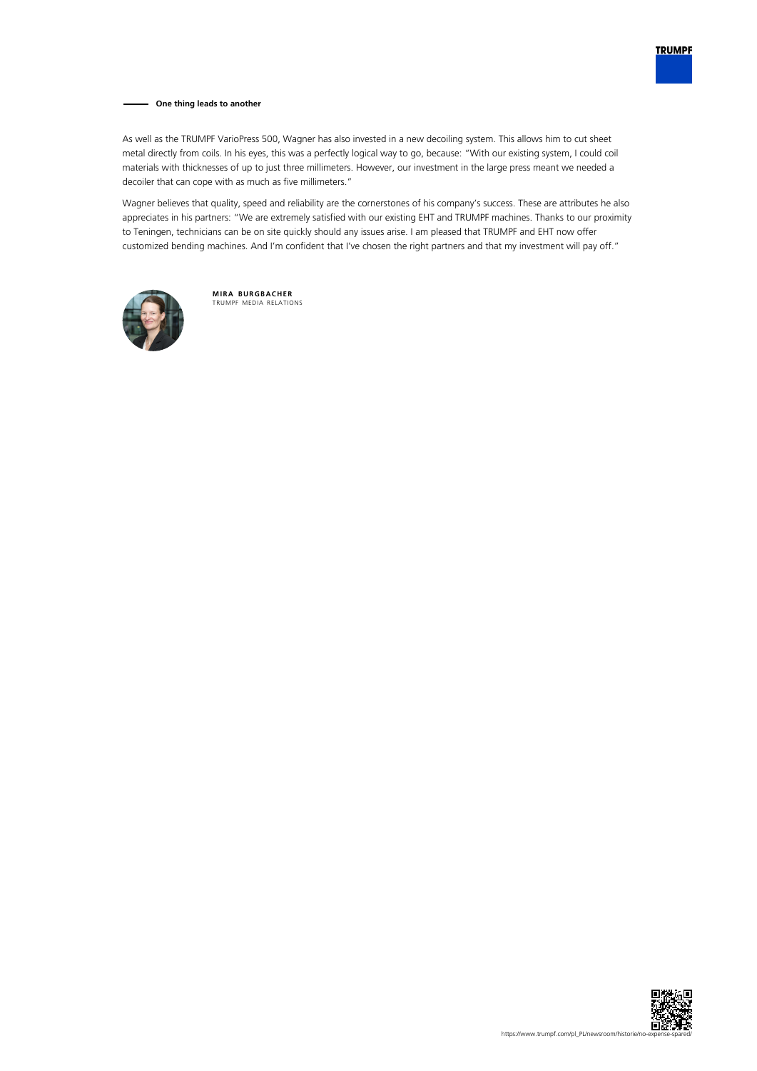## One thing leads to another

As well as the TRUMPF VarioPress 500, Wagner has also invested in a new decoiling system. This allows him to cut sheet metal directly from coils. In his eyes, this was a perfectly logical way to go, because: "With our existing system, I could coil materials with thicknesses of up to just three millimeters. However, our investment in the large press meant we needed a decoiler that can cope with as much as five millimeters."

Wagner believes that quality, speed and reliability are the cornerstones of his company's success. These are attributes he also appreciates in his partners: "We are extremely satisfied with our existing EHT and TRUMPF machines. Thanks to our proximity to Teningen, technicians can be on site quickly should any issues arise. I am pleased that TRUMPF and EHT now offer customized bending machines. And I'm confident that I've chosen the right partners and that my investment will pay off."

**MIRA BURGBACHER**
TRUMPF MEDIA RELATIONS

https://www.trumpf.com/pl_PL/newsroom/historie/no-expense-spared/